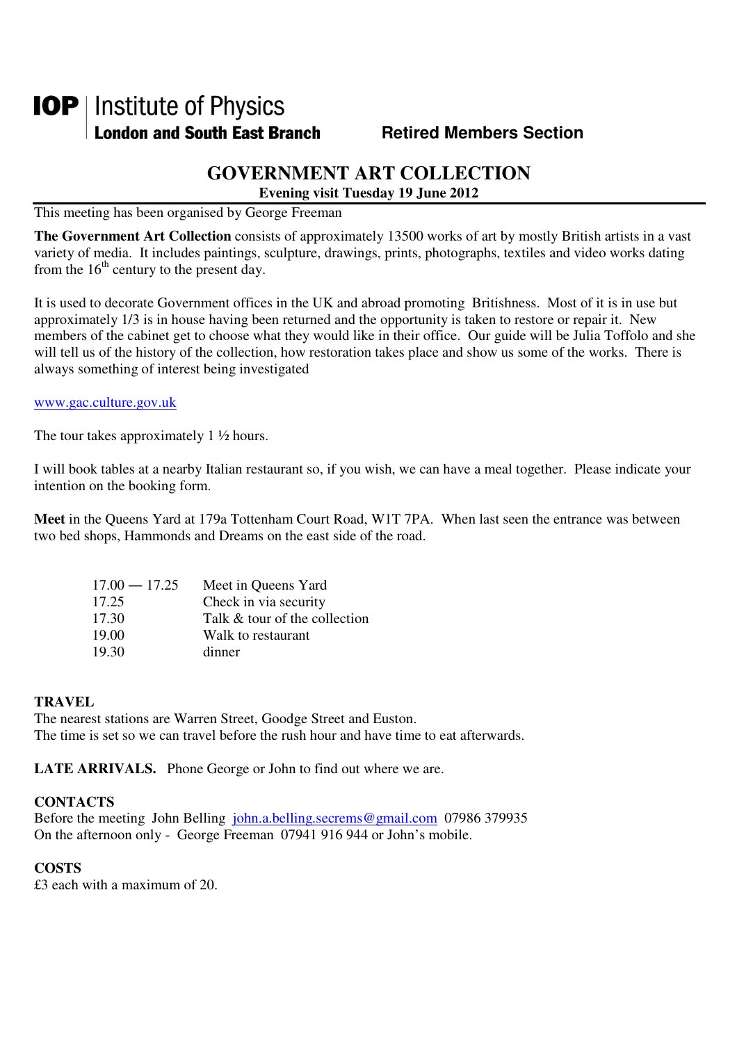**IOP** | Institute of Physics
**London and South East Branch** **Retired Members Section**

# GOVERNMENT ART COLLECTION

**Evening visit Tuesday 19 June 2012**

This meeting has been organised by George Freeman

**The Government Art Collection** consists of approximately 13500 works of art by mostly British artists in a vast variety of media. It includes paintings, sculpture, drawings, prints, photographs, textiles and video works dating from the 16th century to the present day.

It is used to decorate Government offices in the UK and abroad promoting Britishness. Most of it is in use but approximately 1/3 is in house having been returned and the opportunity is taken to restore or repair it. New members of the cabinet get to choose what they would like in their office. Our guide will be Julia Toffolo and she will tell us of the history of the collection, how restoration takes place and show us some of the works. There is always something of interest being investigated

www.gac.culture.gov.uk

The tour takes approximately 1 ½ hours.

I will book tables at a nearby Italian restaurant so, if you wish, we can have a meal together. Please indicate your intention on the booking form.

**Meet** in the Queens Yard at 179a Tottenham Court Road, W1T 7PA. When last seen the entrance was between two bed shops, Hammonds and Dreams on the east side of the road.

| | |
|---|---|
| 17.00 — 17.25 | Meet in Queens Yard |
| 17.25 | Check in via security |
| 17.30 | Talk & tour of the collection |
| 19.00 | Walk to restaurant |
| 19.30 | dinner |

**TRAVEL**

The nearest stations are Warren Street, Goodge Street and Euston.
The time is set so we can travel before the rush hour and have time to eat afterwards.

**LATE ARRIVALS.** Phone George or John to find out where we are.

**CONTACTS**

Before the meeting John Belling john.a.belling.secrems@gmail.com 07986 379935
On the afternoon only - George Freeman 07941 916 944 or John's mobile.

**COSTS**

£3 each with a maximum of 20.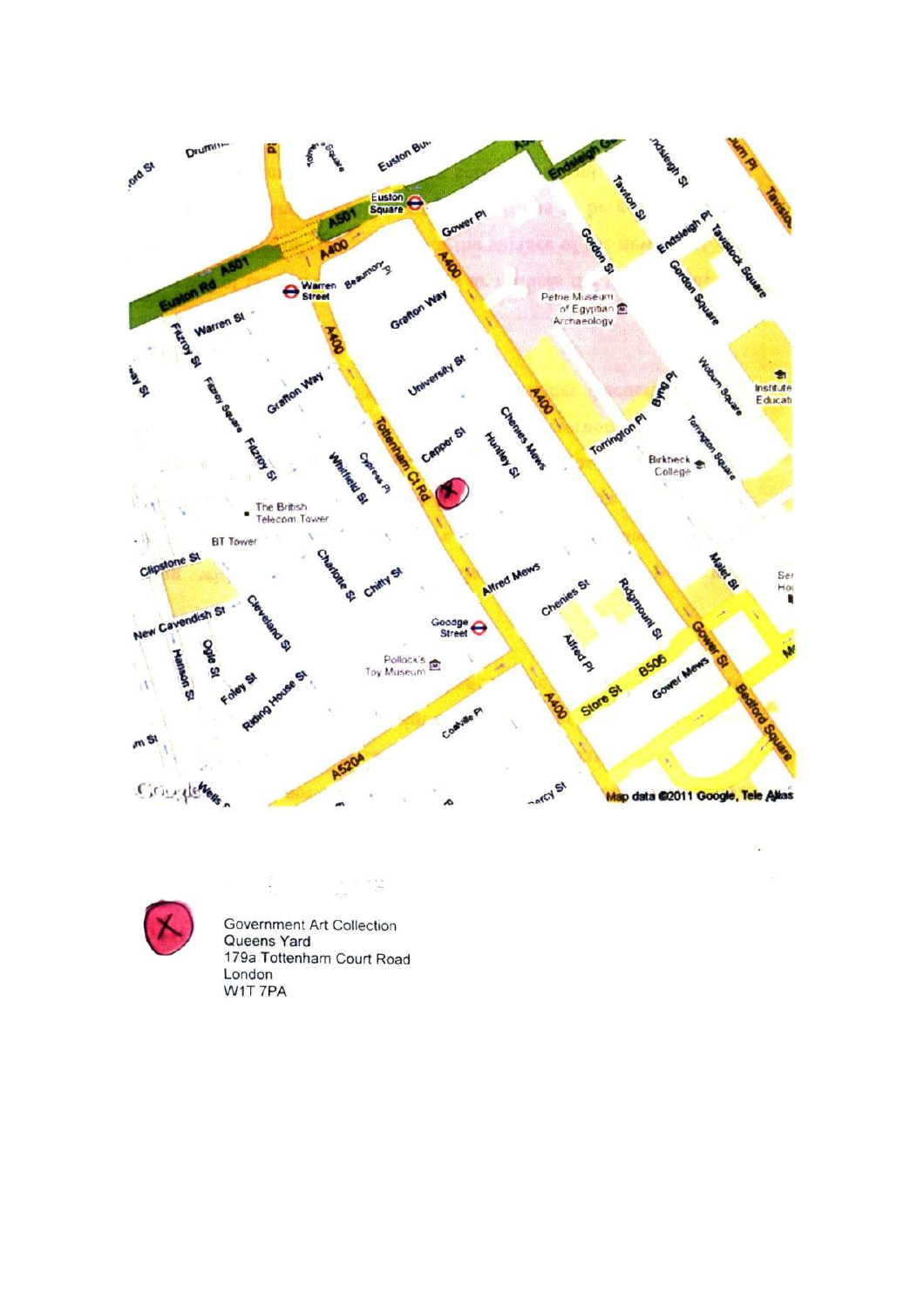Government Art Collection
Queens Yard
179a Tottenham Court Road
London
W1T 7PA